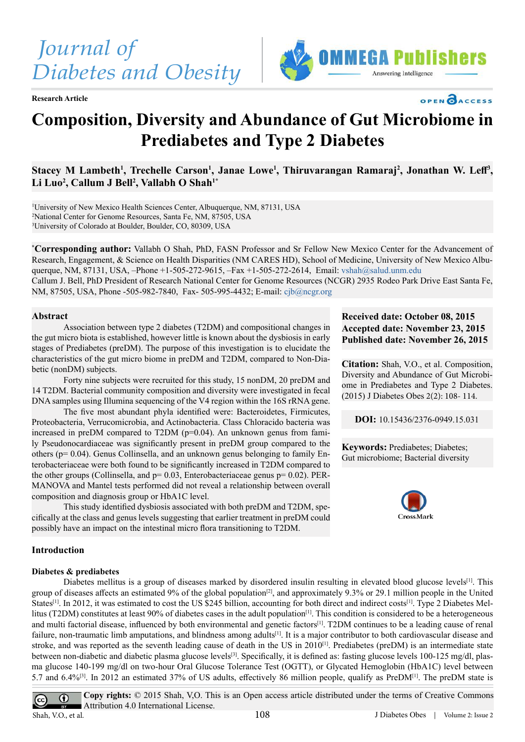Journal of Diabetes and Obesity

OMMEGA Publishers — Answering Intelligence

Research Article

OPEN ACCESS

# Composition, Diversity and Abundance of Gut Microbiome in Prediabetes and Type 2 Diabetes

**Stacey M Lambeth[1], Trechelle Carson[1], Janae Lowe[1], Thiruvarangan Ramaraj[2], Jonathan W. Leff[3], Li Luo[2], Callum J Bell[2], Vallabh O Shah[1*]**

[1]University of New Mexico Health Sciences Center, Albuquerque, NM, 87131, USA
[2]National Center for Genome Resources, Santa Fe, NM, 87505, USA
[3]University of Colorado at Boulder, Boulder, CO, 80309, USA

[*]**Corresponding author:** Vallabh O Shah, PhD, FASN Professor and Sr Fellow New Mexico Center for the Advancement of Research, Engagement, & Science on Health Disparities (NM CARES HD), School of Medicine, University of New Mexico Albuquerque, NM, 87131, USA, –Phone +1-505-272-9615, –Fax +1-505-272-2614, Email: vshah@salud.unm.edu
Callum J. Bell, PhD President of Research National Center for Genome Resources (NCGR) 2935 Rodeo Park Drive East Santa Fe, NM, 87505, USA, Phone -505-982-7840, Fax- 505-995-4432; E-mail: cjb@ncgr.org

## Abstract

Association between type 2 diabetes (T2DM) and compositional changes in the gut micro biota is established, however little is known about the dysbiosis in early stages of Prediabetes (preDM). The purpose of this investigation is to elucidate the characteristics of the gut micro biome in preDM and T2DM, compared to Non-Diabetic (nonDM) subjects.

Forty nine subjects were recruited for this study, 15 nonDM, 20 preDM and 14 T2DM. Bacterial community composition and diversity were investigated in fecal DNA samples using Illumina sequencing of the V4 region within the 16S rRNA gene.

The five most abundant phyla identified were: Bacteroidetes, Firmicutes, Proteobacteria, Verrucomicrobia, and Actinobacteria. Class Chloracido bacteria was increased in preDM compared to T2DM ($p=0.04$). An unknown genus from family Pseudonocardiaceae was significantly present in preDM group compared to the others ($p= 0.04$). Genus Collinsella, and an unknown genus belonging to family Enterobacteriaceae were both found to be significantly increased in T2DM compared to the other groups (Collinsella, and $p= 0.03$, Enterobacteriaceae genus $p= 0.02$). PERMANOVA and Mantel tests performed did not reveal a relationship between overall composition and diagnosis group or HbA1C level.

This study identified dysbiosis associated with both preDM and T2DM, specifically at the class and genus levels suggesting that earlier treatment in preDM could possibly have an impact on the intestinal micro flora transitioning to T2DM.

**Received date: October 08, 2015**
**Accepted date: November 23, 2015**
**Published date: November 26, 2015**

**Citation:** Shah, V.O., et al. Composition, Diversity and Abundance of Gut Microbiome in Prediabetes and Type 2 Diabetes. (2015) J Diabetes Obes 2(2): 108- 114.

**DOI:** 10.15436/2376-0949.15.031

**Keywords:** Prediabetes; Diabetes; Gut microbiome; Bacterial diversity

## Introduction

### Diabetes & prediabetes

Diabetes mellitus is a group of diseases marked by disordered insulin resulting in elevated blood glucose levels[1]. This group of diseases affects an estimated 9% of the global population[2], and approximately 9.3% or 29.1 million people in the United States[1]. In 2012, it was estimated to cost the US $245 billion, accounting for both direct and indirect costs[1]. Type 2 Diabetes Mellitus (T2DM) constitutes at least 90% of diabetes cases in the adult population[1]. This condition is considered to be a heterogeneous and multi factorial disease, influenced by both environmental and genetic factors[1]. T2DM continues to be a leading cause of renal failure, non-traumatic limb amputations, and blindness among adults[1]. It is a major contributor to both cardiovascular disease and stroke, and was reported as the seventh leading cause of death in the US in 2010[1]. Prediabetes (preDM) is an intermediate state between non-diabetic and diabetic plasma glucose levels[3]. Specifically, it is defined as: fasting glucose levels 100-125 mg/dl, plasma glucose 140-199 mg/dl on two-hour Oral Glucose Tolerance Test (OGTT), or Glycated Hemoglobin (HbA1C) level between 5.7 and 6.4%[3]. In 2012 an estimated 37% of US adults, effectively 86 million people, qualify as PreDM[1]. The preDM state is

**Copy rights:** © 2015 Shah, V.O. This is an Open access article distributed under the terms of Creative Commons Attribution 4.0 International License.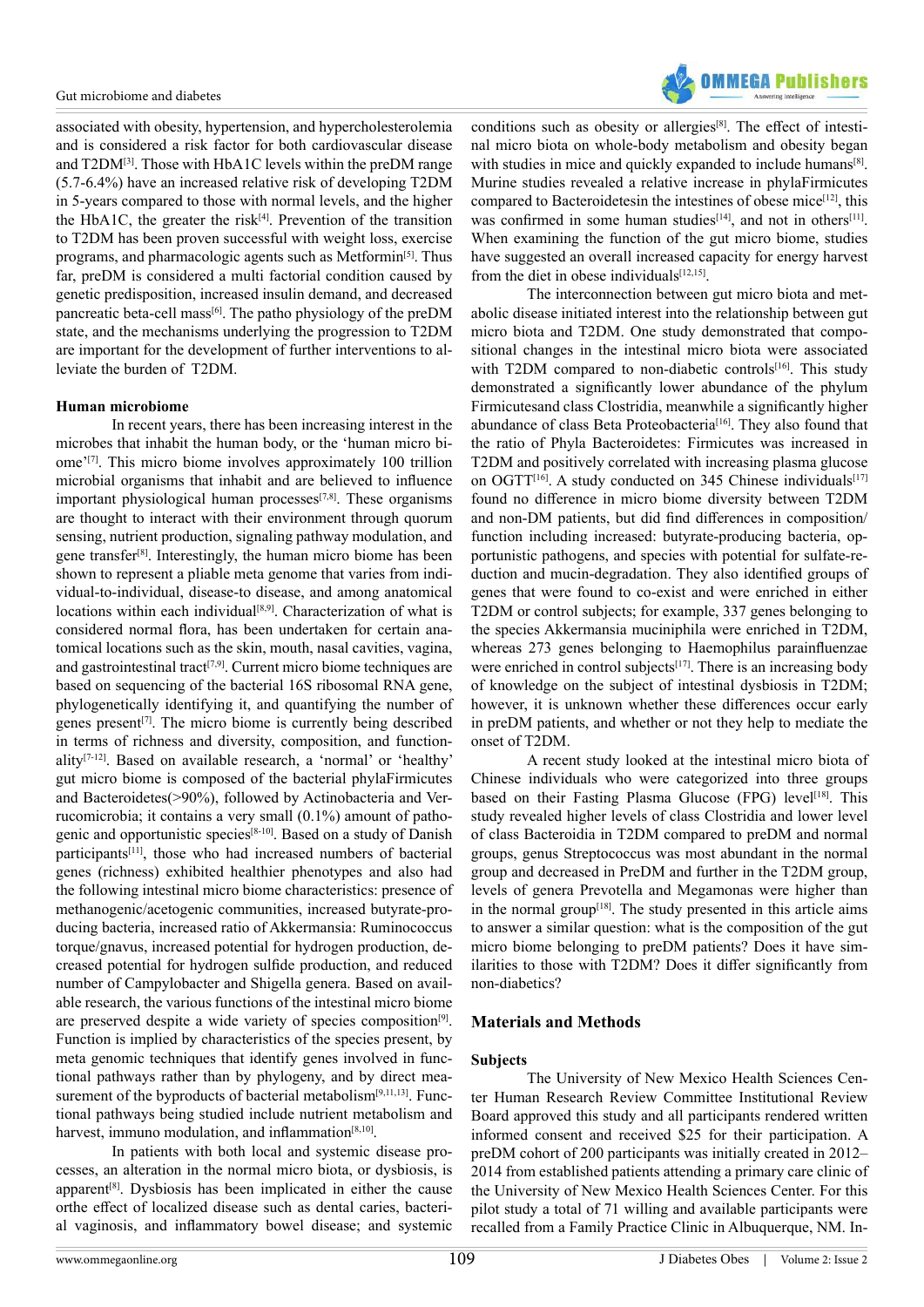associated with obesity, hypertension, and hypercholesterolemia and is considered a risk factor for both cardiovascular disease and T2DM[3]. Those with HbA1C levels within the preDM range (5.7-6.4%) have an increased relative risk of developing T2DM in 5-years compared to those with normal levels, and the higher the HbA1C, the greater the risk[4]. Prevention of the transition to T2DM has been proven successful with weight loss, exercise programs, and pharmacologic agents such as Metformin[5]. Thus far, preDM is considered a multi factorial condition caused by genetic predisposition, increased insulin demand, and decreased pancreatic beta-cell mass[6]. The patho physiology of the preDM state, and the mechanisms underlying the progression to T2DM are important for the development of further interventions to alleviate the burden of T2DM.

**Human microbiome**

In recent years, there has been increasing interest in the microbes that inhabit the human body, or the 'human micro biome'[7]. This micro biome involves approximately 100 trillion microbial organisms that inhabit and are believed to influence important physiological human processes[7,8]. These organisms are thought to interact with their environment through quorum sensing, nutrient production, signaling pathway modulation, and gene transfer[8]. Interestingly, the human micro biome has been shown to represent a pliable meta genome that varies from individual-to-individual, disease-to disease, and among anatomical locations within each individual[8,9]. Characterization of what is considered normal flora, has been undertaken for certain anatomical locations such as the skin, mouth, nasal cavities, vagina, and gastrointestinal tract[7,9]. Current micro biome techniques are based on sequencing of the bacterial 16S ribosomal RNA gene, phylogenetically identifying it, and quantifying the number of genes present[7]. The micro biome is currently being described in terms of richness and diversity, composition, and functionality[7-12]. Based on available research, a 'normal' or 'healthy' gut micro biome is composed of the bacterial phylaFirmicutes and Bacteroidetes(>90%), followed by Actinobacteria and Verrucomicrobia; it contains a very small (0.1%) amount of pathogenic and opportunistic species[8-10]. Based on a study of Danish participants[11], those who had increased numbers of bacterial genes (richness) exhibited healthier phenotypes and also had the following intestinal micro biome characteristics: presence of methanogenic/acetogenic communities, increased butyrate-producing bacteria, increased ratio of Akkermansia: Ruminococcus torque/gnavus, increased potential for hydrogen production, decreased potential for hydrogen sulfide production, and reduced number of Campylobacter and Shigella genera. Based on available research, the various functions of the intestinal micro biome are preserved despite a wide variety of species composition[9]. Function is implied by characteristics of the species present, by meta genomic techniques that identify genes involved in functional pathways rather than by phylogeny, and by direct measurement of the byproducts of bacterial metabolism[9,11,13]. Functional pathways being studied include nutrient metabolism and harvest, immuno modulation, and inflammation[8,10].

In patients with both local and systemic disease processes, an alteration in the normal micro biota, or dysbiosis, is apparent[8]. Dysbiosis has been implicated in either the cause orthe effect of localized disease such as dental caries, bacterial vaginosis, and inflammatory bowel disease; and systemic conditions such as obesity or allergies[8]. The effect of intestinal micro biota on whole-body metabolism and obesity began with studies in mice and quickly expanded to include humans[8]. Murine studies revealed a relative increase in phylaFirmicutes compared to Bacteroidetesin the intestines of obese mice[12], this was confirmed in some human studies[14], and not in others[11]. When examining the function of the gut micro biome, studies have suggested an overall increased capacity for energy harvest from the diet in obese individuals[12,15].

The interconnection between gut micro biota and metabolic disease initiated interest into the relationship between gut micro biota and T2DM. One study demonstrated that compositional changes in the intestinal micro biota were associated with T2DM compared to non-diabetic controls[16]. This study demonstrated a significantly lower abundance of the phylum Firmicutesand class Clostridia, meanwhile a significantly higher abundance of class Beta Proteobacteria[16]. They also found that the ratio of Phyla Bacteroidetes: Firmicutes was increased in T2DM and positively correlated with increasing plasma glucose on OGTT[16]. A study conducted on 345 Chinese individuals[17] found no difference in micro biome diversity between T2DM and non-DM patients, but did find differences in composition/function including increased: butyrate-producing bacteria, opportunistic pathogens, and species with potential for sulfate-reduction and mucin-degradation. They also identified groups of genes that were found to co-exist and were enriched in either T2DM or control subjects; for example, 337 genes belonging to the species Akkermansia muciniphila were enriched in T2DM, whereas 273 genes belonging to Haemophilus parainfluenzae were enriched in control subjects[17]. There is an increasing body of knowledge on the subject of intestinal dysbiosis in T2DM; however, it is unknown whether these differences occur early in preDM patients, and whether or not they help to mediate the onset of T2DM.

A recent study looked at the intestinal micro biota of Chinese individuals who were categorized into three groups based on their Fasting Plasma Glucose (FPG) level[18]. This study revealed higher levels of class Clostridia and lower level of class Bacteroidia in T2DM compared to preDM and normal groups, genus Streptococcus was most abundant in the normal group and decreased in PreDM and further in the T2DM group, levels of genera Prevotella and Megamonas were higher than in the normal group[18]. The study presented in this article aims to answer a similar question: what is the composition of the gut micro biome belonging to preDM patients? Does it have similarities to those with T2DM? Does it differ significantly from non-diabetics?

## Materials and Methods

### Subjects

The University of New Mexico Health Sciences Center Human Research Review Committee Institutional Review Board approved this study and all participants rendered written informed consent and received $25 for their participation. A preDM cohort of 200 participants was initially created in 2012–2014 from established patients attending a primary care clinic of the University of New Mexico Health Sciences Center. For this pilot study a total of 71 willing and available participants were recalled from a Family Practice Clinic in Albuquerque, NM. In-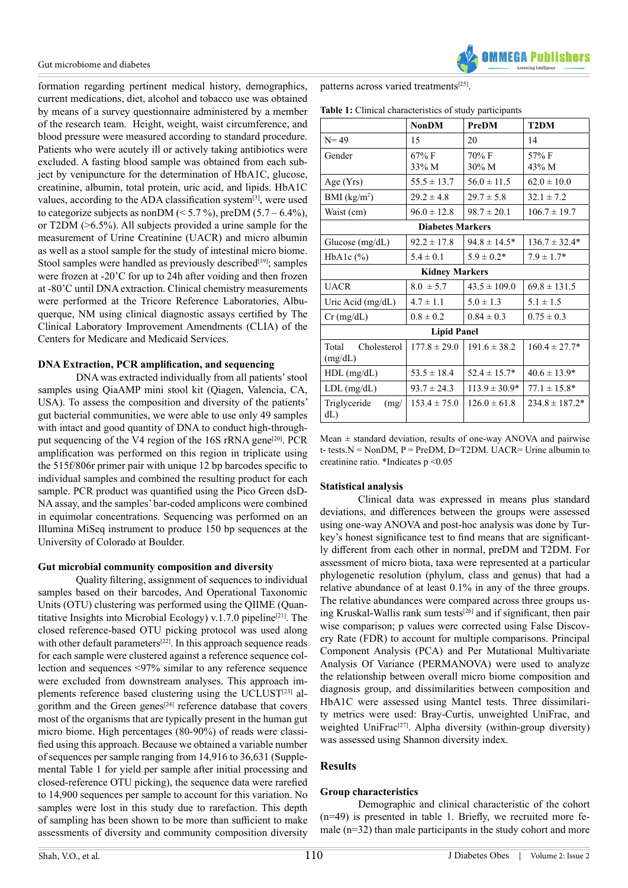formation regarding pertinent medical history, demographics, current medications, diet, alcohol and tobacco use was obtained by means of a survey questionnaire administered by a member of the research team. Height, weight, waist circumference, and blood pressure were measured according to standard procedure. Patients who were acutely ill or actively taking antibiotics were excluded. A fasting blood sample was obtained from each subject by venipuncture for the determination of HbA1C, glucose, creatinine, albumin, total protein, uric acid, and lipids. HbA1C values, according to the ADA classification system[3], were used to categorize subjects as nonDM (< 5.7 %), preDM (5.7 – 6.4%), or T2DM (>6.5%). All subjects provided a urine sample for the measurement of Urine Creatinine (UACR) and micro albumin as well as a stool sample for the study of intestinal micro biome. Stool samples were handled as previously described[19]; samples were frozen at -20'C for up to 24h after voiding and then frozen at -80'C until DNA extraction. Clinical chemistry measurements were performed at the Tricore Reference Laboratories, Albuquerque, NM using clinical diagnostic assays certified by The Clinical Laboratory Improvement Amendments (CLIA) of the Centers for Medicare and Medicaid Services.

### DNA Extraction, PCR amplification, and sequencing

DNA was extracted individually from all patients' stool samples using QiaAMP mini stool kit (Qiagen, Valencia, CA, USA). To assess the composition and diversity of the patients' gut bacterial communities, we were able to use only 49 samples with intact and good quantity of DNA to conduct high-throughput sequencing of the V4 region of the 16S rRNA gene[20]. PCR amplification was performed on this region in triplicate using the 515f/806r primer pair with unique 12 bp barcodes specific to individual samples and combined the resulting product for each sample. PCR product was quantified using the Pico Green dsDNA assay, and the samples' bar-coded amplicons were combined in equimolar concentrations. Sequencing was performed on an Illumina MiSeq instrument to produce 150 bp sequences at the University of Colorado at Boulder.

### Gut microbial community composition and diversity

Quality filtering, assignment of sequences to individual samples based on their barcodes, And Operational Taxonomic Units (OTU) clustering was performed using the QIIME (Quantitative Insights into Microbial Ecology) v.1.7.0 pipeline[21]. The closed reference-based OTU picking protocol was used along with other default parameters[22]. In this approach sequence reads for each sample were clustered against a reference sequence collection and sequences <97% similar to any reference sequence were excluded from downstream analyses. This approach implements reference based clustering using the UCLUST[23] algorithm and the Green genes[24] reference database that covers most of the organisms that are typically present in the human gut micro biome. High percentages (80-90%) of reads were classified using this approach. Because we obtained a variable number of sequences per sample ranging from 14,916 to 36,631 (Supplemental Table 1 for yield per sample after initial processing and closed-reference OTU picking), the sequence data were rarefied to 14,900 sequences per sample to account for this variation. No samples were lost in this study due to rarefaction. This depth of sampling has been shown to be more than sufficient to make assessments of diversity and community composition diversity patterns across varied treatments[25].

**Table 1:** Clinical characteristics of study participants

| | NonDM | PreDM | T2DM |
|---|---|---|---|
| N= 49 | 15 | 20 | 14 |
| Gender | 67% F<br>33% M | 70% F<br>30% M | 57% F<br>43% M |
| Age (Yrs) | 55.5 ± 13.7 | 56.0 ± 11.5 | 62.0 ± 10.0 |
| BMI (kg/m$^2$) | 29.2 ± 4.8 | 29.7 ± 5.8 | 32.1 ± 7.2 |
| Waist (cm) | 96.0 ± 12.8 | 98.7 ± 20.1 | 106.7 ± 19.7 |
| **Diabetes Markers** | | | |
| Glucose (mg/dL) | 92.2 ± 17.8 | 94.8 ± 14.5* | 136.7 ± 32.4* |
| HbA1c (%) | 5.4 ± 0.1 | 5.9 ± 0.2* | 7.9 ± 1.7* |
| **Kidney Markers** | | | |
| UACR | 8.0 ± 5.7 | 43.5 ± 109.0 | 69.8 ± 131.5 |
| Uric Acid (mg/dL) | 4.7 ± 1.1 | 5.0 ± 1.3 | 5.1 ± 1.5 |
| Cr (mg/dL) | 0.8 ± 0.2 | 0.84 ± 0.3 | 0.75 ± 0.3 |
| **Lipid Panel** | | | |
| Total Cholesterol (mg/dL) | 177.8 ± 29.0 | 191.6 ± 38.2 | 160.4 ± 27.7* |
| HDL (mg/dL) | 53.5 ± 18.4 | 52.4 ± 15.7* | 40.6 ± 13.9* |
| LDL (mg/dL) | 93.7 ± 24.3 | 113.9 ± 30.9* | 77.1 ± 15.8* |
| Triglyceride (mg/dL) | 153.4 ± 75.0 | 126.0 ± 61.8 | 234.8 ± 187.2* |

Mean ± standard deviation, results of one-way ANOVA and pairwise t- tests.N = NonDM, P = PreDM, D=T2DM. UACR= Urine albumin to creatinine ratio. *Indicates p <0.05

### Statistical analysis

Clinical data was expressed in means plus standard deviations, and differences between the groups were assessed using one-way ANOVA and post-hoc analysis was done by Turkey's honest significance test to find means that are significantly different from each other in normal, preDM and T2DM. For assessment of micro biota, taxa were represented at a particular phylogenetic resolution (phylum, class and genus) that had a relative abundance of at least 0.1% in any of the three groups. The relative abundances were compared across three groups using Kruskal-Wallis rank sum tests[26] and if significant, then pair wise comparison; p values were corrected using False Discovery Rate (FDR) to account for multiple comparisons. Principal Component Analysis (PCA) and Per Mutational Multivariate Analysis Of Variance (PERMANOVA) were used to analyze the relationship between overall micro biome composition and diagnosis group, and dissimilarities between composition and HbA1C were assessed using Mantel tests. Three dissimilarity metrics were used: Bray-Curtis, unweighted UniFrac, and weighted UniFrac[27]. Alpha diversity (within-group diversity) was assessed using Shannon diversity index.

## Results

### Group characteristics

Demographic and clinical characteristic of the cohort (n=49) is presented in table 1. Briefly, we recruited more female (n=32) than male participants in the study cohort and more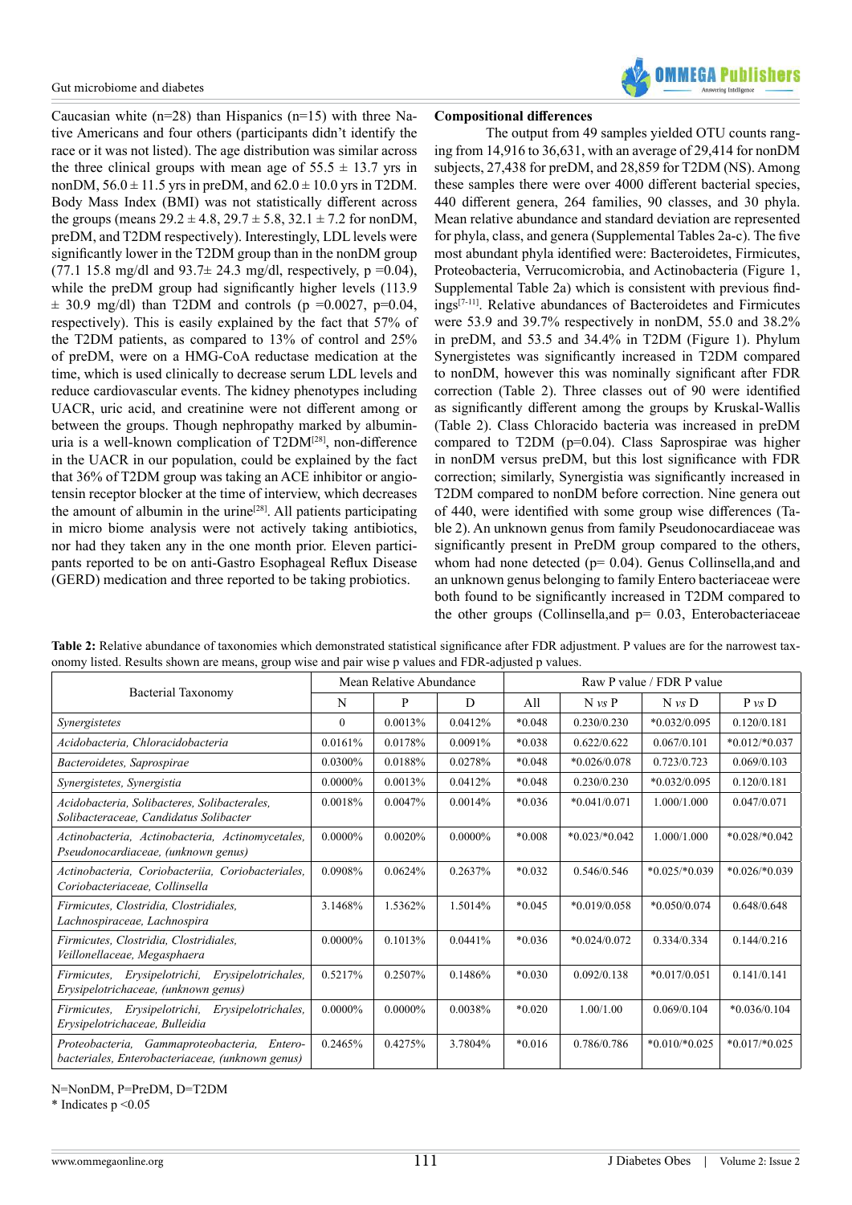Caucasian white (n=28) than Hispanics (n=15) with three Native Americans and four others (participants didn't identify the race or it was not listed). The age distribution was similar across the three clinical groups with mean age of 55.5 ± 13.7 yrs in nonDM, 56.0 ± 11.5 yrs in preDM, and 62.0 ± 10.0 yrs in T2DM. Body Mass Index (BMI) was not statistically different across the groups (means 29.2 ± 4.8, 29.7 ± 5.8, 32.1 ± 7.2 for nonDM, preDM, and T2DM respectively). Interestingly, LDL levels were significantly lower in the T2DM group than in the nonDM group (77.1 15.8 mg/dl and 93.7± 24.3 mg/dl, respectively, p =0.04), while the preDM group had significantly higher levels (113.9 ± 30.9 mg/dl) than T2DM and controls (p =0.0027, p=0.04, respectively). This is easily explained by the fact that 57% of the T2DM patients, as compared to 13% of control and 25% of preDM, were on a HMG-CoA reductase medication at the time, which is used clinically to decrease serum LDL levels and reduce cardiovascular events. The kidney phenotypes including UACR, uric acid, and creatinine were not different among or between the groups. Though nephropathy marked by albuminuria is a well-known complication of T2DM[28], non-difference in the UACR in our population, could be explained by the fact that 36% of T2DM group was taking an ACE inhibitor or angiotensin receptor blocker at the time of interview, which decreases the amount of albumin in the urine[28]. All patients participating in micro biome analysis were not actively taking antibiotics, nor had they taken any in the one month prior. Eleven participants reported to be on anti-Gastro Esophageal Reflux Disease (GERD) medication and three reported to be taking probiotics.

**Compositional differences**

The output from 49 samples yielded OTU counts ranging from 14,916 to 36,631, with an average of 29,414 for nonDM subjects, 27,438 for preDM, and 28,859 for T2DM (NS). Among these samples there were over 4000 different bacterial species, 440 different genera, 264 families, 90 classes, and 30 phyla. Mean relative abundance and standard deviation are represented for phyla, class, and genera (Supplemental Tables 2a-c). The five most abundant phyla identified were: Bacteroidetes, Firmicutes, Proteobacteria, Verrucomicrobia, and Actinobacteria (Figure 1, Supplemental Table 2a) which is consistent with previous findings[7-11]. Relative abundances of Bacteroidetes and Firmicutes were 53.9 and 39.7% respectively in nonDM, 55.0 and 38.2% in preDM, and 53.5 and 34.4% in T2DM (Figure 1). Phylum Synergistetes was significantly increased in T2DM compared to nonDM, however this was nominally significant after FDR correction (Table 2). Three classes out of 90 were identified as significantly different among the groups by Kruskal-Wallis (Table 2). Class Chloracido bacteria was increased in preDM compared to T2DM (p=0.04). Class Saprospirae was higher in nonDM versus preDM, but this lost significance with FDR correction; similarly, Synergistia was significantly increased in T2DM compared to nonDM before correction. Nine genera out of 440, were identified with some group wise differences (Table 2). An unknown genus from family Pseudonocardiaceae was significantly present in PreDM group compared to the others, whom had none detected (p= 0.04). Genus Collinsella,and and an unknown genus belonging to family Entero bacteriaceae were both found to be significantly increased in T2DM compared to the other groups (Collinsella,and p= 0.03, Enterobacteriaceae

**Table 2:** Relative abundance of taxonomies which demonstrated statistical significance after FDR adjustment. P values are for the narrowest taxonomy listed. Results shown are means, group wise and pair wise p values and FDR-adjusted p values.

| Bacterial Taxonomy | Mean Relative Abundance | | | Raw P value / FDR P value | | | |
|---|---|---|---|---|---|---|---|
| | N | P | D | All | N *vs* P | N *vs* D | P *vs* D |
| *Synergistetes* | 0 | 0.0013% | 0.0412% | *0.048 | 0.230/0.230 | *0.032/0.095 | 0.120/0.181 |
| *Acidobacteria, Chloracidobacteria* | 0.0161% | 0.0178% | 0.0091% | *0.038 | 0.622/0.622 | 0.067/0.101 | *0.012/*0.037 |
| *Bacteroidetes, Saprospirae* | 0.0300% | 0.0188% | 0.0278% | *0.048 | *0.026/0.078 | 0.723/0.723 | 0.069/0.103 |
| *Synergistetes, Synergistia* | 0.0000% | 0.0013% | 0.0412% | *0.048 | 0.230/0.230 | *0.032/0.095 | 0.120/0.181 |
| *Acidobacteria, Solibacteres, Solibacterales, Solibacteraceae, Candidatus Solibacter* | 0.0018% | 0.0047% | 0.0014% | *0.036 | *0.041/0.071 | 1.000/1.000 | 0.047/0.071 |
| *Actinobacteria, Actinobacteria, Actinomycetales, Pseudonocardiaceae, (unknown genus)* | 0.0000% | 0.0020% | 0.0000% | *0.008 | *0.023/*0.042 | 1.000/1.000 | *0.028/*0.042 |
| *Actinobacteria, Coriobacteriia, Coriobacteriales, Coriobacteriaceae, Collinsella* | 0.0908% | 0.0624% | 0.2637% | *0.032 | 0.546/0.546 | *0.025/*0.039 | *0.026/*0.039 |
| *Firmicutes, Clostridia, Clostridiales, Lachnospiraceae, Lachnospira* | 3.1468% | 1.5362% | 1.5014% | *0.045 | *0.019/0.058 | *0.050/0.074 | 0.648/0.648 |
| *Firmicutes, Clostridia, Clostridiales, Veillonellaceae, Megasphaera* | 0.0000% | 0.1013% | 0.0441% | *0.036 | *0.024/0.072 | 0.334/0.334 | 0.144/0.216 |
| *Firmicutes, Erysipelotrichi, Erysipelotrichales, Erysipelotrichaceae, (unknown genus)* | 0.5217% | 0.2507% | 0.1486% | *0.030 | 0.092/0.138 | *0.017/0.051 | 0.141/0.141 |
| *Firmicutes, Erysipelotrichi, Erysipelotrichales, Erysipelotrichaceae, Bulleidia* | 0.0000% | 0.0000% | 0.0038% | *0.020 | 1.00/1.00 | 0.069/0.104 | *0.036/0.104 |
| *Proteobacteria, Gammaproteobacteria, Enterobacteriales, Enterobacteriaceae, (unknown genus)* | 0.2465% | 0.4275% | 3.7804% | *0.016 | 0.786/0.786 | *0.010/*0.025 | *0.017/*0.025 |

N=NonDM, P=PreDM, D=T2DM

\* Indicates p <0.05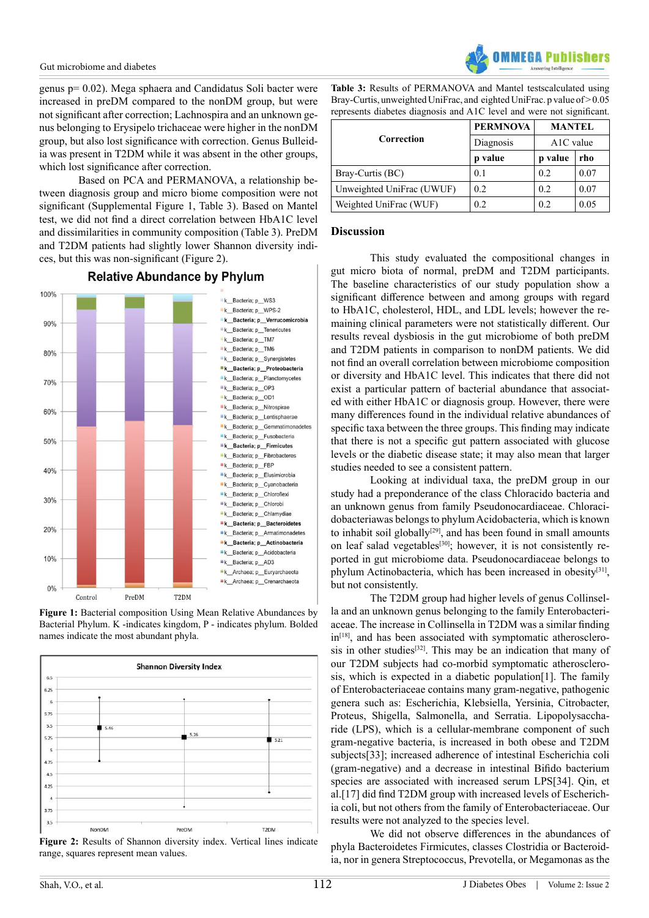genus p= 0.02). Mega sphaera and Candidatus Soli bacter were increased in preDM compared to the nonDM group, but were not significant after correction; Lachnospira and an unknown genus belonging to Erysipelo trichaceae were higher in the nonDM group, but also lost significance with correction. Genus Bulleidia was present in T2DM while it was absent in the other groups, which lost significance after correction.

Based on PCA and PERMANOVA, a relationship between diagnosis group and micro biome composition were not significant (Supplemental Figure 1, Table 3). Based on Mantel test, we did not find a direct correlation between HbA1C level and dissimilarities in community composition (Table 3). PreDM and T2DM patients had slightly lower Shannon diversity indices, but this was non-significant (Figure 2).

**Figure 1:** Bacterial composition Using Mean Relative Abundances by Bacterial Phylum. K -indicates kingdom, P - indicates phylum. Bolded names indicate the most abundant phyla.

**Figure 2:** Results of Shannon diversity index. Vertical lines indicate range, squares represent mean values.

**Table 3:** Results of PERMANOVA and Mantel testscalculated using Bray-Curtis, unweighted UniFrac, and eighted UniFrac. p value of > 0.05 represents diabetes diagnosis and A1C level and were not significant.

| Correction | PERMNOVA | MANTEL | |
|---|---|---|---|
| | Diagnosis | A1C value | |
| | p value | p value | rho |
| Bray-Curtis (BC) | 0.1 | 0.2 | 0.07 |
| Unweighted UniFrac (UWUF) | 0.2 | 0.2 | 0.07 |
| Weighted UniFrac (WUF) | 0.2 | 0.2 | 0.05 |

## Discussion

This study evaluated the compositional changes in gut micro biota of normal, preDM and T2DM participants. The baseline characteristics of our study population show a significant difference between and among groups with regard to HbA1C, cholesterol, HDL, and LDL levels; however the remaining clinical parameters were not statistically different. Our results reveal dysbiosis in the gut microbiome of both preDM and T2DM patients in comparison to nonDM patients. We did not find an overall correlation between microbiome composition or diversity and HbA1C level. This indicates that there did not exist a particular pattern of bacterial abundance that associated with either HbA1C or diagnosis group. However, there were many differences found in the individual relative abundances of specific taxa between the three groups. This finding may indicate that there is not a specific gut pattern associated with glucose levels or the diabetic disease state; it may also mean that larger studies needed to see a consistent pattern.

Looking at individual taxa, the preDM group in our study had a preponderance of the class Chloracido bacteria and an unknown genus from family Pseudonocardiaceae. Chloracidobacteriawas belongs to phylum Acidobacteria, which is known to inhabit soil globally[29], and has been found in small amounts on leaf salad vegetables[30]; however, it is not consistently reported in gut microbiome data. Pseudonocardiaceae belongs to phylum Actinobacteria, which has been increased in obesity[31], but not consistently.

The T2DM group had higher levels of genus Collinsella and an unknown genus belonging to the family Enterobacteriaceae. The increase in Collinsella in T2DM was a similar finding in[18], and has been associated with symptomatic atherosclerosis in other studies[32]. This may be an indication that many of our T2DM subjects had co-morbid symptomatic atherosclerosis, which is expected in a diabetic population[1]. The family of Enterobacteriaceae contains many gram-negative, pathogenic genera such as: Escherichia, Klebsiella, Yersinia, Citrobacter, Proteus, Shigella, Salmonella, and Serratia. Lipopolysaccharide (LPS), which is a cellular-membrane component of such gram-negative bacteria, is increased in both obese and T2DM subjects[33]; increased adherence of intestinal Escherichia coli (gram-negative) and a decrease in intestinal Bifido bacterium species are associated with increased serum LPS[34]. Qin, et al.[17] did find T2DM group with increased levels of Escherichia coli, but not others from the family of Enterobacteriaceae. Our results were not analyzed to the species level.

We did not observe differences in the abundances of phyla Bacteroidetes Firmicutes, classes Clostridia or Bacteroidia, nor in genera Streptococcus, Prevotella, or Megamonas as the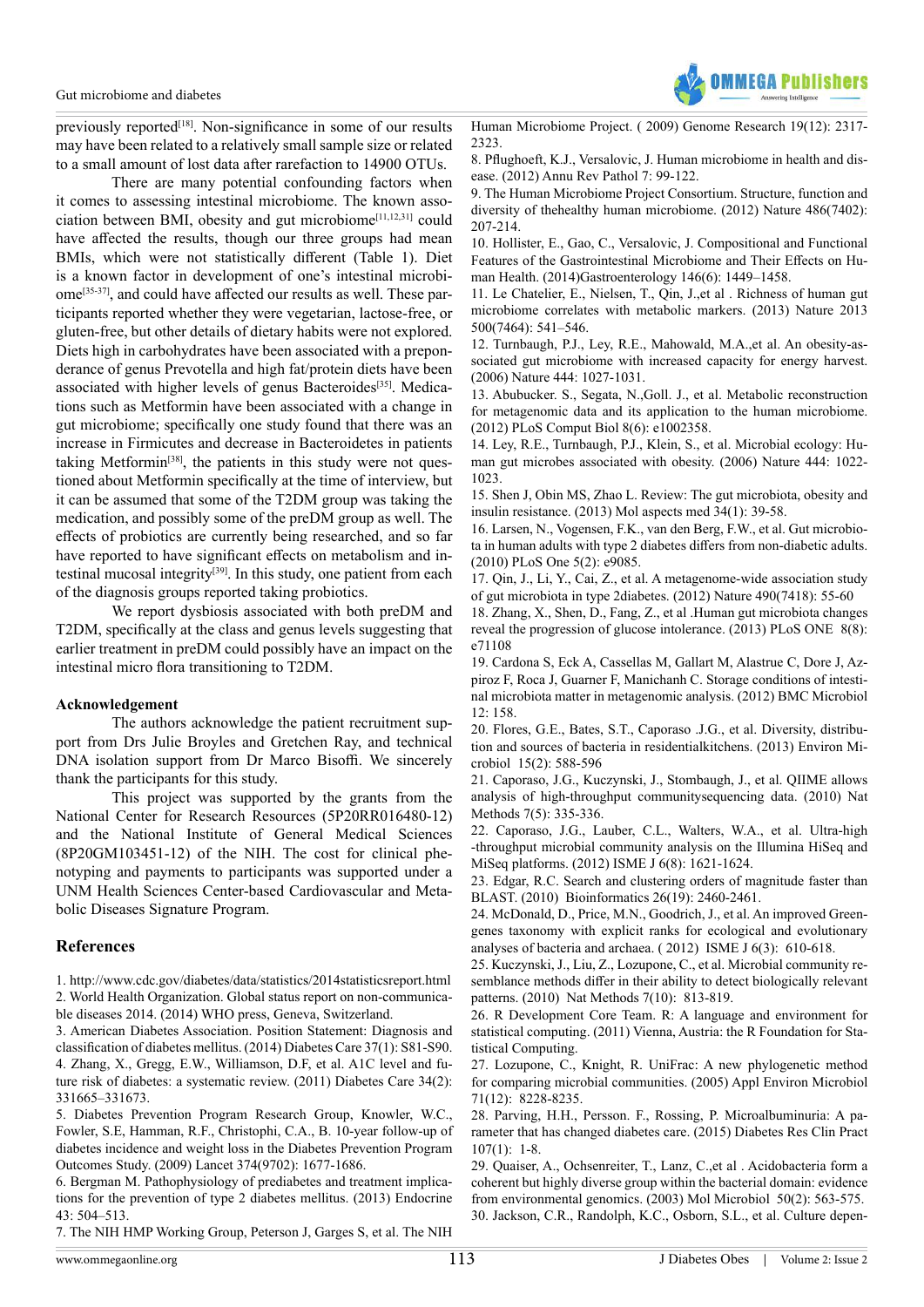previously reported[18]. Non-significance in some of our results may have been related to a relatively small sample size or related to a small amount of lost data after rarefaction to 14900 OTUs.

There are many potential confounding factors when it comes to assessing intestinal microbiome. The known association between BMI, obesity and gut microbiome[11,12,31] could have affected the results, though our three groups had mean BMIs, which were not statistically different (Table 1). Diet is a known factor in development of one's intestinal microbiome[35-37], and could have affected our results as well. These participants reported whether they were vegetarian, lactose-free, or gluten-free, but other details of dietary habits were not explored. Diets high in carbohydrates have been associated with a preponderance of genus Prevotella and high fat/protein diets have been associated with higher levels of genus Bacteroides[35]. Medications such as Metformin have been associated with a change in gut microbiome; specifically one study found that there was an increase in Firmicutes and decrease in Bacteroidetes in patients taking Metformin[38], the patients in this study were not questioned about Metformin specifically at the time of interview, but it can be assumed that some of the T2DM group was taking the medication, and possibly some of the preDM group as well. The effects of probiotics are currently being researched, and so far have reported to have significant effects on metabolism and intestinal mucosal integrity[39]. In this study, one patient from each of the diagnosis groups reported taking probiotics.

We report dysbiosis associated with both preDM and T2DM, specifically at the class and genus levels suggesting that earlier treatment in preDM could possibly have an impact on the intestinal micro flora transitioning to T2DM.

**Acknowledgement**

The authors acknowledge the patient recruitment support from Drs Julie Broyles and Gretchen Ray, and technical DNA isolation support from Dr Marco Bisoffi. We sincerely thank the participants for this study.

This project was supported by the grants from the National Center for Research Resources (5P20RR016480-12) and the National Institute of General Medical Sciences (8P20GM103451-12) of the NIH. The cost for clinical phenotyping and payments to participants was supported under a UNM Health Sciences Center-based Cardiovascular and Metabolic Diseases Signature Program.

## References

1. http://www.cdc.gov/diabetes/data/statistics/2014statisticsreport.html
2. World Health Organization. Global status report on non-communicable diseases 2014. (2014) WHO press, Geneva, Switzerland.
3. American Diabetes Association. Position Statement: Diagnosis and classification of diabetes mellitus. (2014) Diabetes Care 37(1): S81-S90.
4. Zhang, X., Gregg, E.W., Williamson, D.F, et al. A1C level and future risk of diabetes: a systematic review. (2011) Diabetes Care 34(2): 331665–331673.
5. Diabetes Prevention Program Research Group, Knowler, W.C., Fowler, S.E, Hamman, R.F., Christophi, C.A., B. 10-year follow-up of diabetes incidence and weight loss in the Diabetes Prevention Program Outcomes Study. (2009) Lancet 374(9702): 1677-1686.
6. Bergman M. Pathophysiology of prediabetes and treatment implications for the prevention of type 2 diabetes mellitus. (2013) Endocrine 43: 504–513.
7. The NIH HMP Working Group, Peterson J, Garges S, et al. The NIH Human Microbiome Project. ( 2009) Genome Research 19(12): 2317-2323.
8. Pflughoeft, K.J., Versalovic, J. Human microbiome in health and disease. (2012) Annu Rev Pathol 7: 99-122.
9. The Human Microbiome Project Consortium. Structure, function and diversity of thehealthy human microbiome. (2012) Nature 486(7402): 207-214.
10. Hollister, E., Gao, C., Versalovic, J. Compositional and Functional Features of the Gastrointestinal Microbiome and Their Effects on Human Health. (2014)Gastroenterology 146(6): 1449–1458.
11. Le Chatelier, E., Nielsen, T., Qin, J.,et al . Richness of human gut microbiome correlates with metabolic markers. (2013) Nature 2013 500(7464): 541–546.
12. Turnbaugh, P.J., Ley, R.E., Mahowald, M.A.,et al. An obesity-associated gut microbiome with increased capacity for energy harvest. (2006) Nature 444: 1027-1031.
13. Abubucker. S., Segata, N.,Goll. J., et al. Metabolic reconstruction for metagenomic data and its application to the human microbiome. (2012) PLoS Comput Biol 8(6): e1002358.
14. Ley, R.E., Turnbaugh, P.J., Klein, S., et al. Microbial ecology: Human gut microbes associated with obesity. (2006) Nature 444: 1022-1023.
15. Shen J, Obin MS, Zhao L. Review: The gut microbiota, obesity and insulin resistance. (2013) Mol aspects med 34(1): 39-58.
16. Larsen, N., Vogensen, F.K., van den Berg, F.W., et al. Gut microbiota in human adults with type 2 diabetes differs from non-diabetic adults. (2010) PLoS One 5(2): e9085.
17. Qin, J., Li, Y., Cai, Z., et al. A metagenome-wide association study of gut microbiota in type 2diabetes. (2012) Nature 490(7418): 55-60
18. Zhang, X., Shen, D., Fang, Z., et al .Human gut microbiota changes reveal the progression of glucose intolerance. (2013) PLoS ONE 8(8): e71108
19. Cardona S, Eck A, Cassellas M, Gallart M, Alastrue C, Dore J, Azpiroz F, Roca J, Guarner F, Manichanh C. Storage conditions of intestinal microbiota matter in metagenomic analysis. (2012) BMC Microbiol 12: 158.
20. Flores, G.E., Bates, S.T., Caporaso .J.G., et al. Diversity, distribution and sources of bacteria in residentialkitchens. (2013) Environ Microbiol 15(2): 588-596
21. Caporaso, J.G., Kuczynski, J., Stombaugh, J., et al. QIIME allows analysis of high-throughput communitysequencing data. (2010) Nat Methods 7(5): 335-336.
22. Caporaso, J.G., Lauber, C.L., Walters, W.A., et al. Ultra-high -throughput microbial community analysis on the Illumina HiSeq and MiSeq platforms. (2012) ISME J 6(8): 1621-1624.
23. Edgar, R.C. Search and clustering orders of magnitude faster than BLAST. (2010) Bioinformatics 26(19): 2460-2461.
24. McDonald, D., Price, M.N., Goodrich, J., et al. An improved Greengenes taxonomy with explicit ranks for ecological and evolutionary analyses of bacteria and archaea. ( 2012) ISME J 6(3): 610-618.
25. Kuczynski, J., Liu, Z., Lozupone, C., et al. Microbial community resemblance methods differ in their ability to detect biologically relevant patterns. (2010) Nat Methods 7(10): 813-819.
26. R Development Core Team. R: A language and environment for statistical computing. (2011) Vienna, Austria: the R Foundation for Statistical Computing.
27. Lozupone, C., Knight, R. UniFrac: A new phylogenetic method for comparing microbial communities. (2005) Appl Environ Microbiol 71(12): 8228-8235.
28. Parving, H.H., Persson. F., Rossing, P. Microalbuminuria: A parameter that has changed diabetes care. (2015) Diabetes Res Clin Pract 107(1): 1-8.
29. Quaiser, A., Ochsenreiter, T., Lanz, C.,et al . Acidobacteria form a coherent but highly diverse group within the bacterial domain: evidence from environmental genomics. (2003) Mol Microbiol 50(2): 563-575.
30. Jackson, C.R., Randolph, K.C., Osborn, S.L., et al. Culture depen-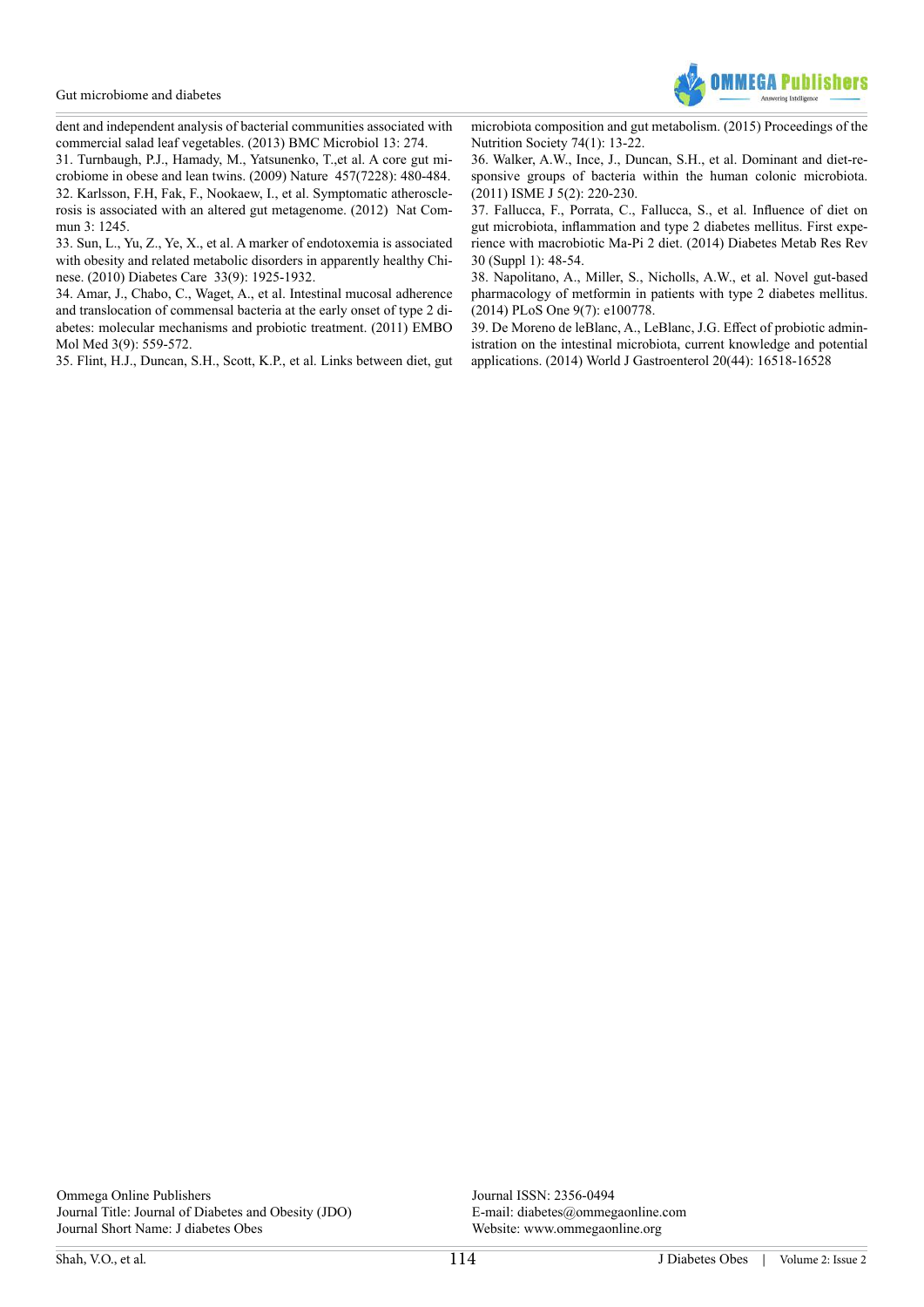dent and independent analysis of bacterial communities associated with commercial salad leaf vegetables. (2013) BMC Microbiol 13: 274.

31. Turnbaugh, P.J., Hamady, M., Yatsunenko, T.,et al. A core gut microbiome in obese and lean twins. (2009) Nature 457(7228): 480-484.

32. Karlsson, F.H, Fak, F., Nookaew, I., et al. Symptomatic atherosclerosis is associated with an altered gut metagenome. (2012) Nat Commun 3: 1245.

33. Sun, L., Yu, Z., Ye, X., et al. A marker of endotoxemia is associated with obesity and related metabolic disorders in apparently healthy Chinese. (2010) Diabetes Care 33(9): 1925-1932.

34. Amar, J., Chabo, C., Waget, A., et al. Intestinal mucosal adherence and translocation of commensal bacteria at the early onset of type 2 diabetes: molecular mechanisms and probiotic treatment. (2011) EMBO Mol Med 3(9): 559-572.

35. Flint, H.J., Duncan, S.H., Scott, K.P., et al. Links between diet, gut microbiota composition and gut metabolism. (2015) Proceedings of the Nutrition Society 74(1): 13-22.

36. Walker, A.W., Ince, J., Duncan, S.H., et al. Dominant and diet-responsive groups of bacteria within the human colonic microbiota. (2011) ISME J 5(2): 220-230.

37. Fallucca, F., Porrata, C., Fallucca, S., et al. Influence of diet on gut microbiota, inflammation and type 2 diabetes mellitus. First experience with macrobiotic Ma-Pi 2 diet. (2014) Diabetes Metab Res Rev 30 (Suppl 1): 48-54.

38. Napolitano, A., Miller, S., Nicholls, A.W., et al. Novel gut-based pharmacology of metformin in patients with type 2 diabetes mellitus. (2014) PLoS One 9(7): e100778.

39. De Moreno de leBlanc, A., LeBlanc, J.G. Effect of probiotic administration on the intestinal microbiota, current knowledge and potential applications. (2014) World J Gastroenterol 20(44): 16518-16528

Ommega Online Publishers
Journal Title: Journal of Diabetes and Obesity (JDO)
Journal Short Name: J diabetes Obes

Journal ISSN: 2356-0494
E-mail: diabetes@ommegaonline.com
Website: www.ommegaonline.org